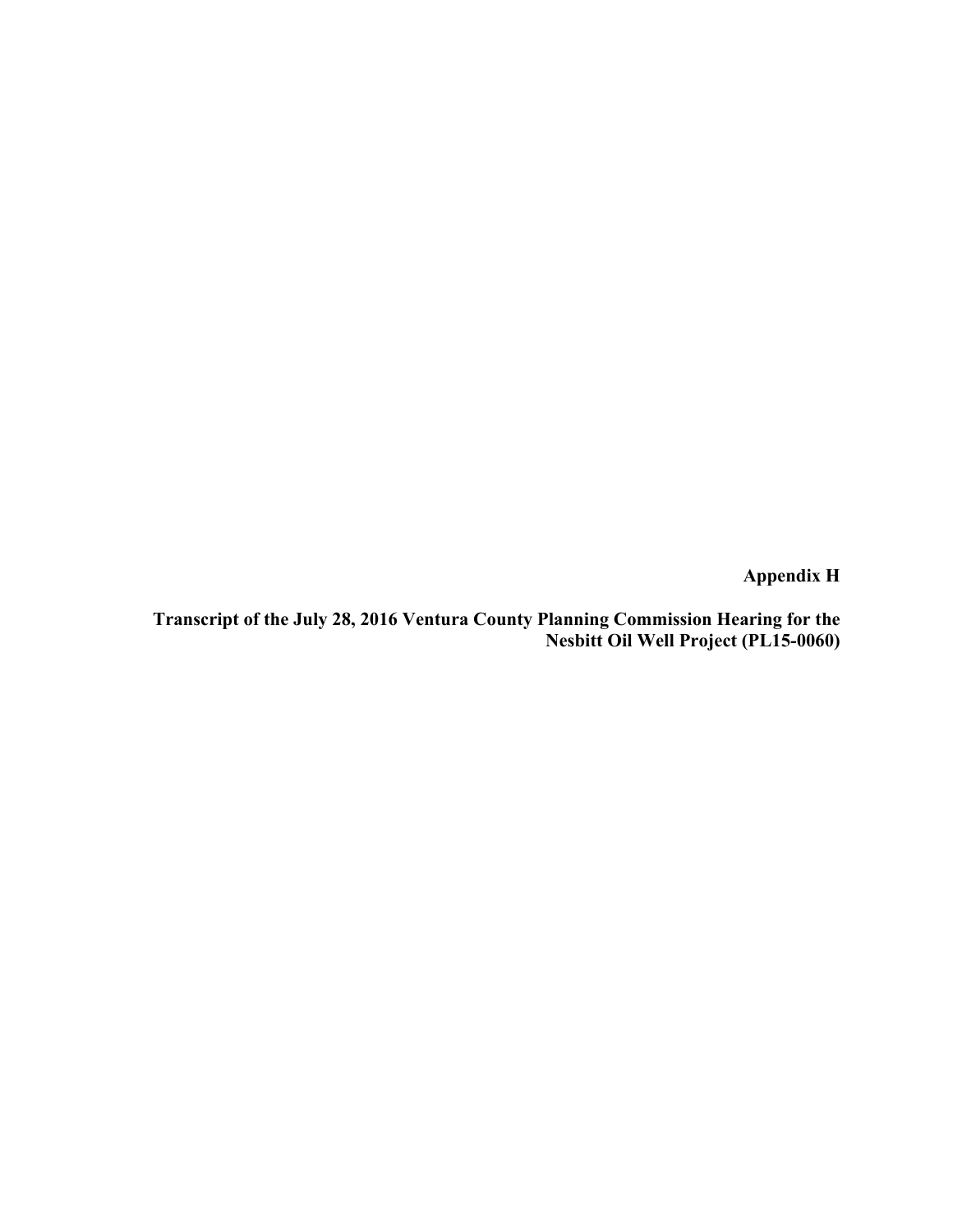**Appendix H**

**Transcript of the July 28, 2016 Ventura County Planning Commission Hearing for the Nesbitt Oil Well Project (PL15-0060)**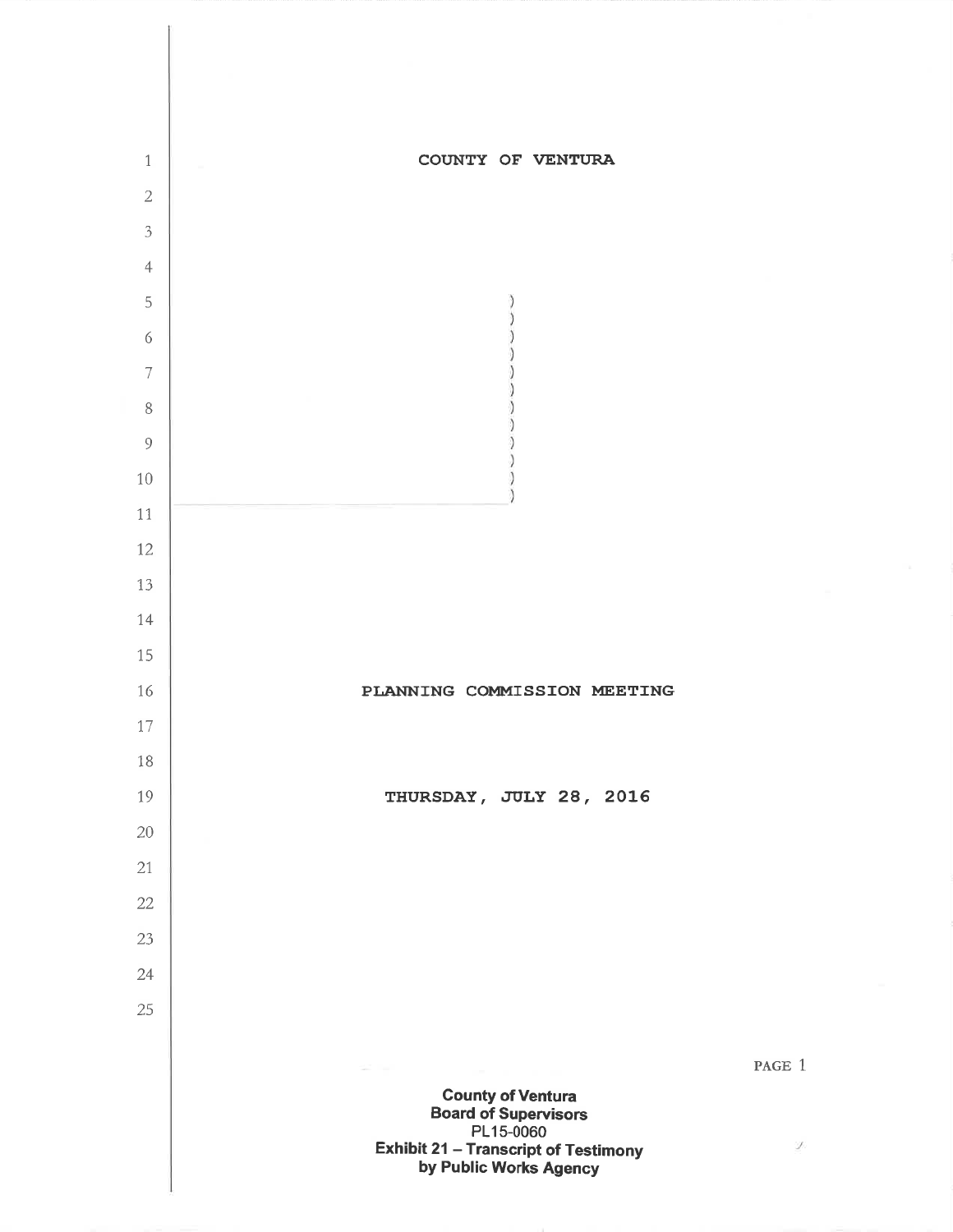# COUNTY OF VENTURA

## PLANNING COMMISSION MEETING

## THURSDAY, JULY 28, 2016

**County of Ventura**
**Board of Supervisors**
PL15-0060
**Exhibit 21 – Transcript of Testimony by Public Works Agency**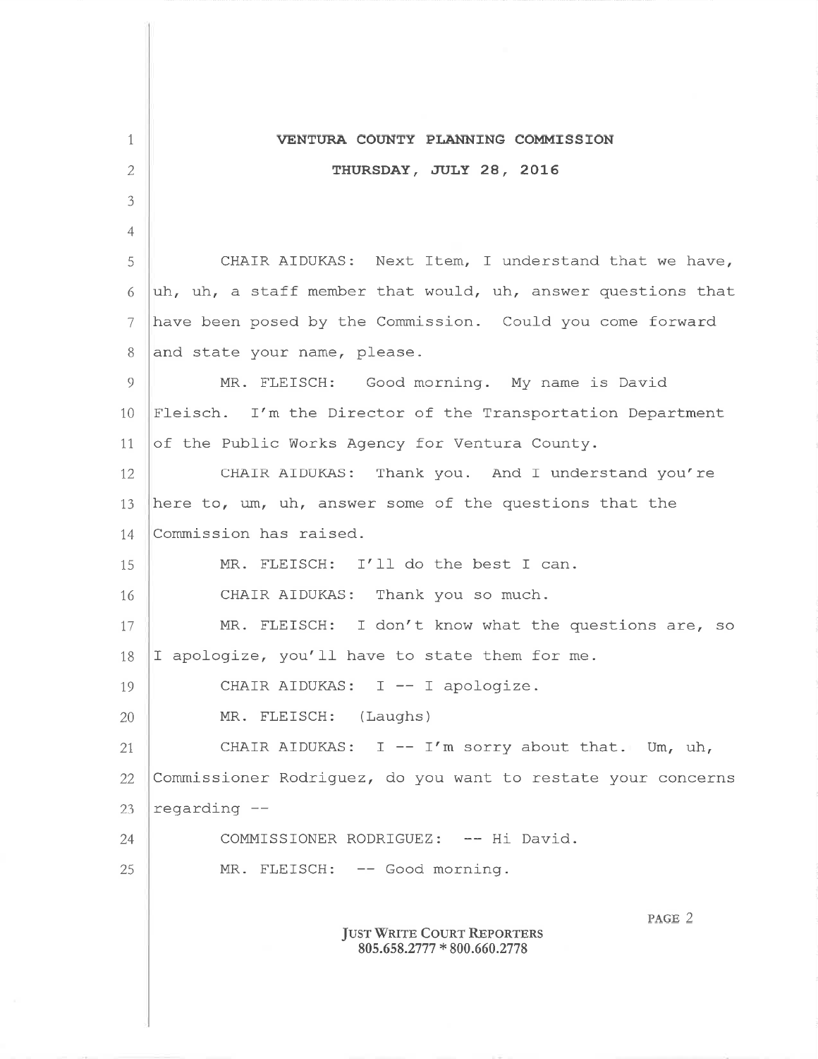**VENTURA COUNTY PLANNING COMMISSION**

**THURSDAY, JULY 28, 2016**

CHAIR AIDUKAS: Next Item, I understand that we have, uh, uh, a staff member that would, uh, answer questions that have been posed by the Commission. Could you come forward and state your name, please.

MR. FLEISCH: Good morning. My name is David Fleisch. I'm the Director of the Transportation Department of the Public Works Agency for Ventura County.

CHAIR AIDUKAS: Thank you. And I understand you're here to, um, uh, answer some of the questions that the Commission has raised.

MR. FLEISCH: I'll do the best I can.

CHAIR AIDUKAS: Thank you so much.

MR. FLEISCH: I don't know what the questions are, so I apologize, you'll have to state them for me.

CHAIR AIDUKAS: I -- I apologize.

MR. FLEISCH: (Laughs)

CHAIR AIDUKAS: I -- I'm sorry about that. Um, uh, Commissioner Rodriguez, do you want to restate your concerns regarding --

COMMISSIONER RODRIGUEZ: -- Hi David.

MR. FLEISCH: -- Good morning.

JUST WRITE COURT REPORTERS
805.658.2777 * 800.660.2778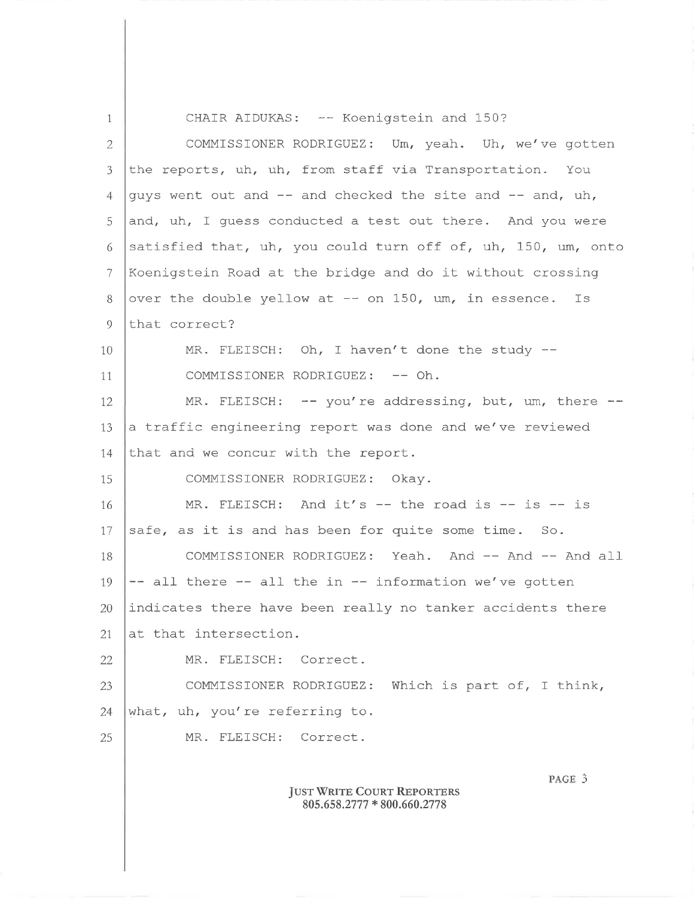1 CHAIR AIDUKAS: -- Koenigstein and 150?

2 COMMISSIONER RODRIGUEZ: Um, yeah. Uh, we've gotten

3 the reports, uh, uh, from staff via Transportation. You

4 guys went out and -- and checked the site and -- and, uh,

5 and, uh, I guess conducted a test out there. And you were

6 satisfied that, uh, you could turn off of, uh, 150, um, onto

7 Koenigstein Road at the bridge and do it without crossing

8 over the double yellow at -- on 150, um, in essence. Is

9 that correct?

10 MR. FLEISCH: Oh, I haven't done the study --

11 COMMISSIONER RODRIGUEZ: -- Oh.

12 MR. FLEISCH: -- you're addressing, but, um, there --

13 a traffic engineering report was done and we've reviewed

14 that and we concur with the report.

15 COMMISSIONER RODRIGUEZ: Okay.

16 MR. FLEISCH: And it's -- the road is -- is -- is

17 safe, as it is and has been for quite some time. So.

18 COMMISSIONER RODRIGUEZ: Yeah. And -- And -- And all

19 -- all there -- all the in -- information we've gotten

20 indicates there have been really no tanker accidents there

21 at that intersection.

22 MR. FLEISCH: Correct.

23 COMMISSIONER RODRIGUEZ: Which is part of, I think,

24 what, uh, you're referring to.

25 MR. FLEISCH: Correct.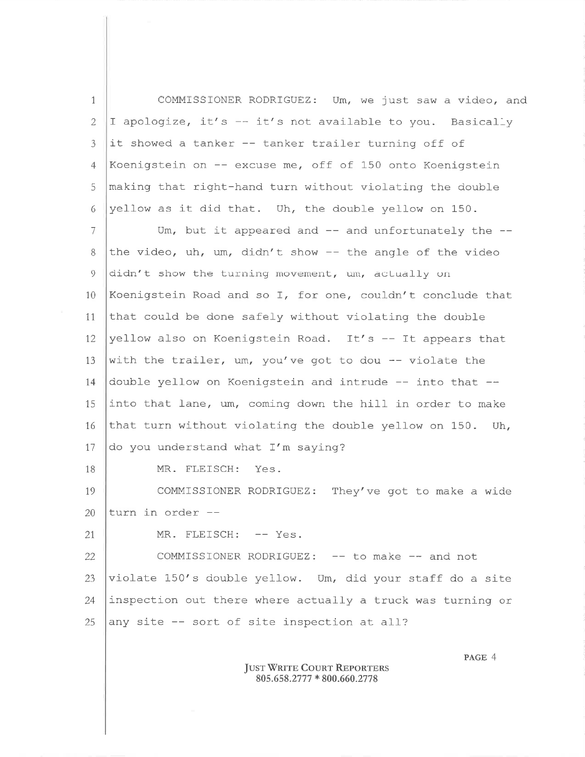COMMISSIONER RODRIGUEZ: Um, we just saw a video, and I apologize, it's -- it's not available to you. Basically it showed a tanker -- tanker trailer turning off of Koenigstein on -- excuse me, off of 150 onto Koenigstein making that right-hand turn without violating the double yellow as it did that. Uh, the double yellow on 150.

Um, but it appeared and -- and unfortunately the -- the video, uh, um, didn't show -- the angle of the video didn't show the turning movement, um, actually on Koenigstein Road and so I, for one, couldn't conclude that that could be done safely without violating the double yellow also on Koenigstein Road. It's -- It appears that with the trailer, um, you've got to dou -- violate the double yellow on Koenigstein and intrude -- into that -- into that lane, um, coming down the hill in order to make that turn without violating the double yellow on 150. Uh, do you understand what I'm saying?

MR. FLEISCH: Yes.

COMMISSIONER RODRIGUEZ: They've got to make a wide turn in order --

MR. FLEISCH: -- Yes.

COMMISSIONER RODRIGUEZ: -- to make -- and not violate 150's double yellow. Um, did your staff do a site inspection out there where actually a truck was turning or any site -- sort of site inspection at all?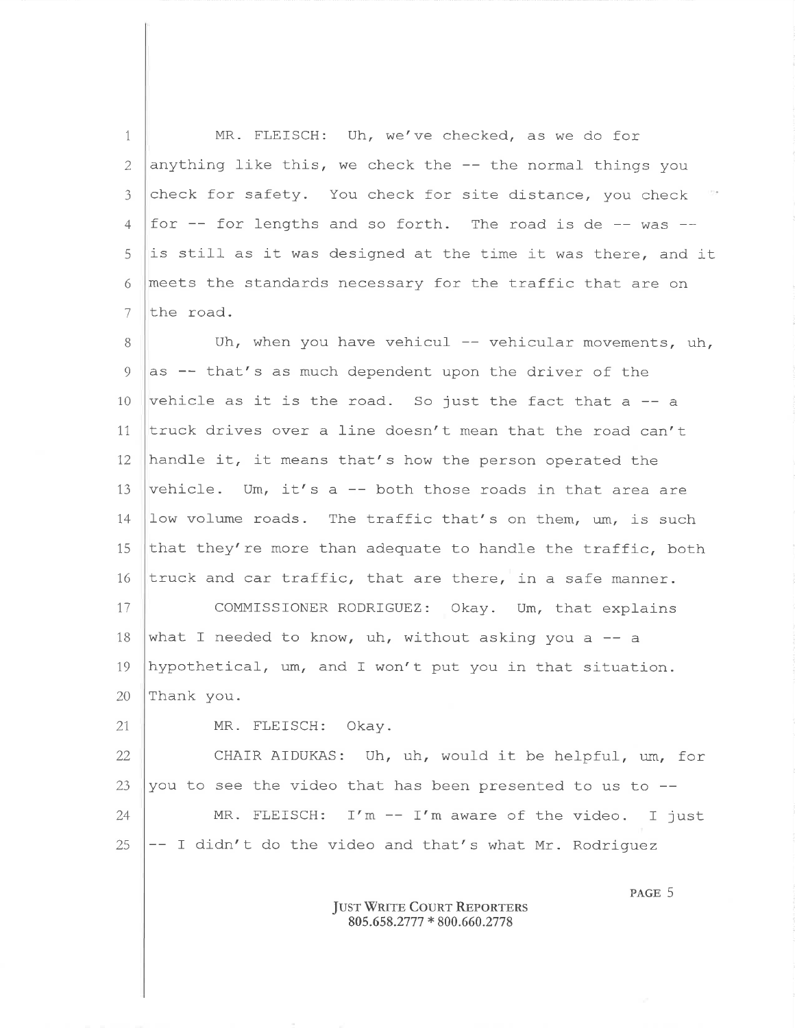MR. FLEISCH: Uh, we've checked, as we do for anything like this, we check the -- the normal things you check for safety. You check for site distance, you check for -- for lengths and so forth. The road is de -- was -- is still as it was designed at the time it was there, and it meets the standards necessary for the traffic that are on the road.

Uh, when you have vehicul -- vehicular movements, uh, as -- that's as much dependent upon the driver of the vehicle as it is the road. So just the fact that a -- a truck drives over a line doesn't mean that the road can't handle it, it means that's how the person operated the vehicle. Um, it's a -- both those roads in that area are low volume roads. The traffic that's on them, um, is such that they're more than adequate to handle the traffic, both truck and car traffic, that are there, in a safe manner.

COMMISSIONER RODRIGUEZ: Okay. Um, that explains what I needed to know, uh, without asking you a -- a hypothetical, um, and I won't put you in that situation. Thank you.

MR. FLEISCH: Okay.

CHAIR AIDUKAS: Uh, uh, would it be helpful, um, for you to see the video that has been presented to us to --

MR. FLEISCH: I'm -- I'm aware of the video. I just -- I didn't do the video and that's what Mr. Rodriguez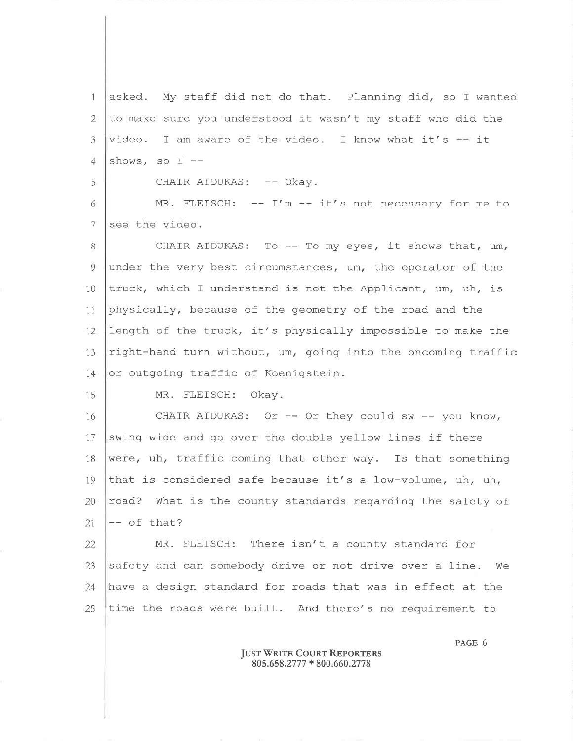asked. My staff did not do that. Planning did, so I wanted to make sure you understood it wasn't my staff who did the video. I am aware of the video. I know what it's -- it shows, so I --

CHAIR AIDUKAS: -- Okay.

MR. FLEISCH: -- I'm -- it's not necessary for me to see the video.

CHAIR AIDUKAS: To -- To my eyes, it shows that, um, under the very best circumstances, um, the operator of the truck, which I understand is not the Applicant, um, uh, is physically, because of the geometry of the road and the length of the truck, it's physically impossible to make the right-hand turn without, um, going into the oncoming traffic or outgoing traffic of Koenigstein.

MR. FLEISCH: Okay.

CHAIR AIDUKAS: Or -- Or they could sw -- you know, swing wide and go over the double yellow lines if there were, uh, traffic coming that other way. Is that something that is considered safe because it's a low-volume, uh, uh, road? What is the county standards regarding the safety of -- of that?

MR. FLEISCH: There isn't a county standard for safety and can somebody drive or not drive over a line. We have a design standard for roads that was in effect at the time the roads were built. And there's no requirement to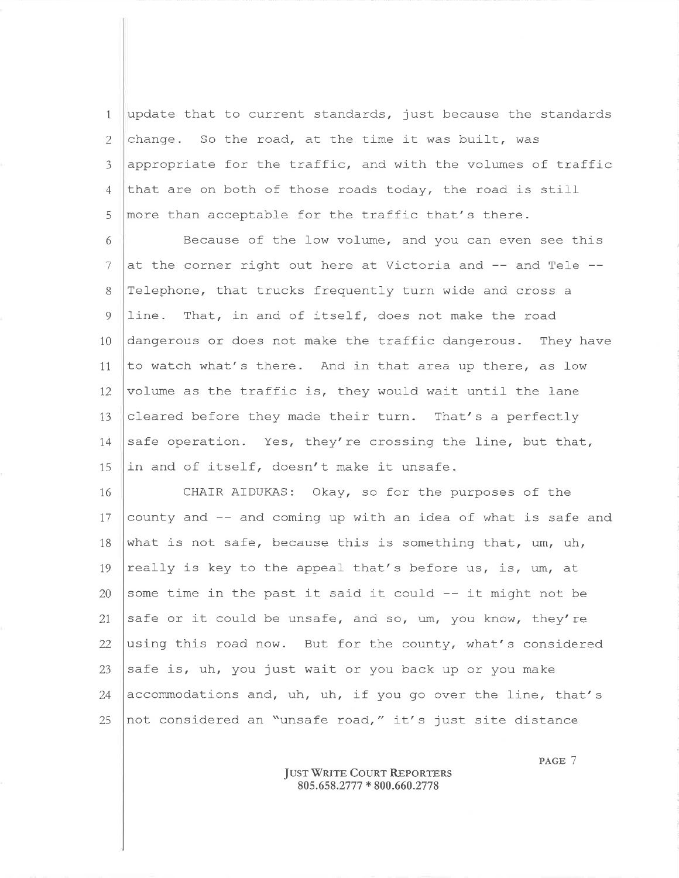update that to current standards, just because the standards change. So the road, at the time it was built, was appropriate for the traffic, and with the volumes of traffic that are on both of those roads today, the road is still more than acceptable for the traffic that's there.

Because of the low volume, and you can even see this at the corner right out here at Victoria and -- and Tele -- Telephone, that trucks frequently turn wide and cross a line. That, in and of itself, does not make the road dangerous or does not make the traffic dangerous. They have to watch what's there. And in that area up there, as low volume as the traffic is, they would wait until the lane cleared before they made their turn. That's a perfectly safe operation. Yes, they're crossing the line, but that, in and of itself, doesn't make it unsafe.

CHAIR AIDUKAS: Okay, so for the purposes of the county and -- and coming up with an idea of what is safe and what is not safe, because this is something that, um, uh, really is key to the appeal that's before us, is, um, at some time in the past it said it could -- it might not be safe or it could be unsafe, and so, um, you know, they're using this road now. But for the county, what's considered safe is, uh, you just wait or you back up or you make accommodations and, uh, uh, if you go over the line, that's not considered an "unsafe road," it's just site distance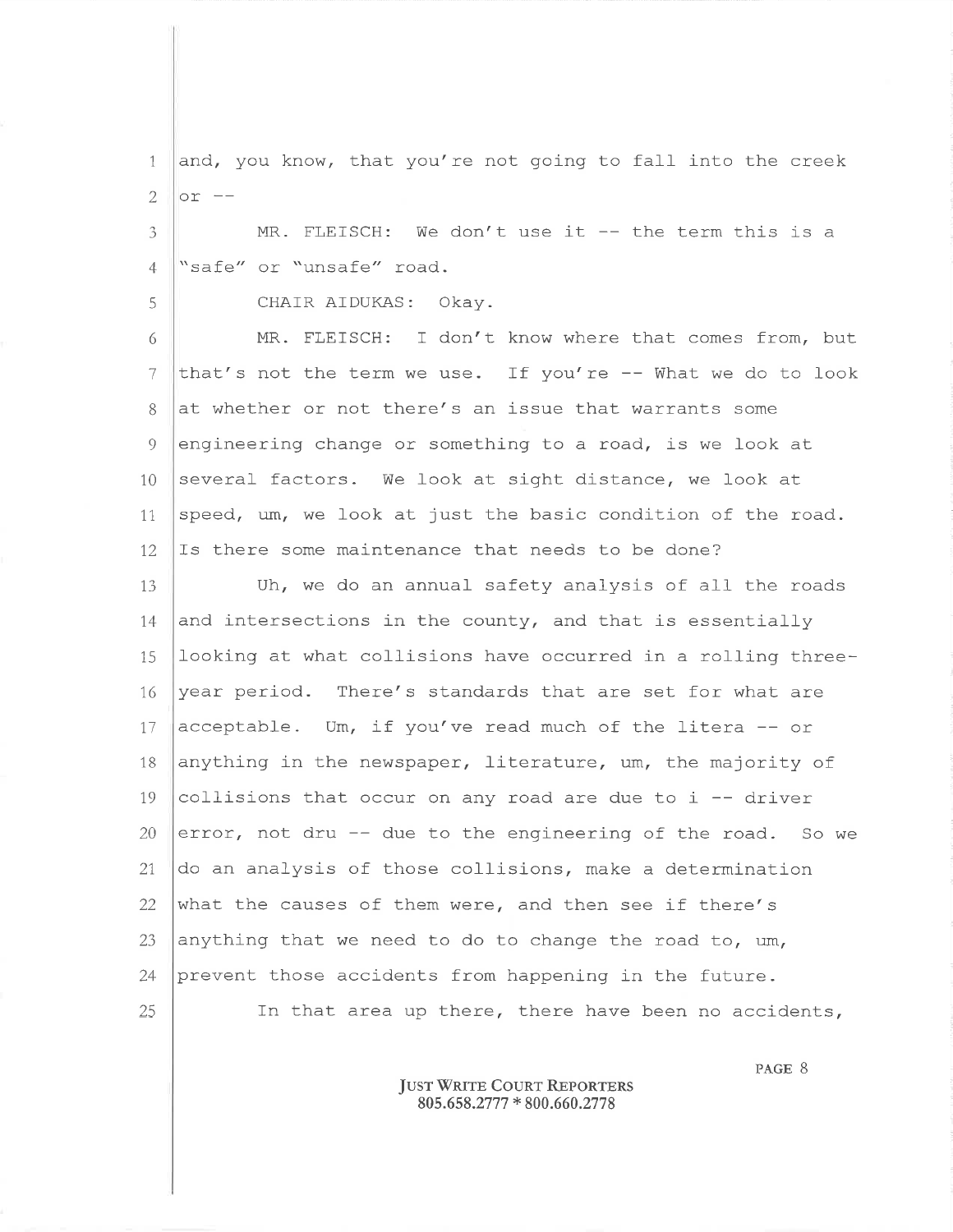and, you know, that you're not going to fall into the creek or --

MR. FLEISCH: We don't use it -- the term this is a "safe" or "unsafe" road.

CHAIR AIDUKAS: Okay.

MR. FLEISCH: I don't know where that comes from, but that's not the term we use. If you're -- What we do to look at whether or not there's an issue that warrants some engineering change or something to a road, is we look at several factors. We look at sight distance, we look at speed, um, we look at just the basic condition of the road. Is there some maintenance that needs to be done?

Uh, we do an annual safety analysis of all the roads and intersections in the county, and that is essentially looking at what collisions have occurred in a rolling three-year period. There's standards that are set for what are acceptable. Um, if you've read much of the litera -- or anything in the newspaper, literature, um, the majority of collisions that occur on any road are due to i -- driver error, not dru -- due to the engineering of the road. So we do an analysis of those collisions, make a determination what the causes of them were, and then see if there's anything that we need to do to change the road to, um, prevent those accidents from happening in the future.

In that area up there, there have been no accidents,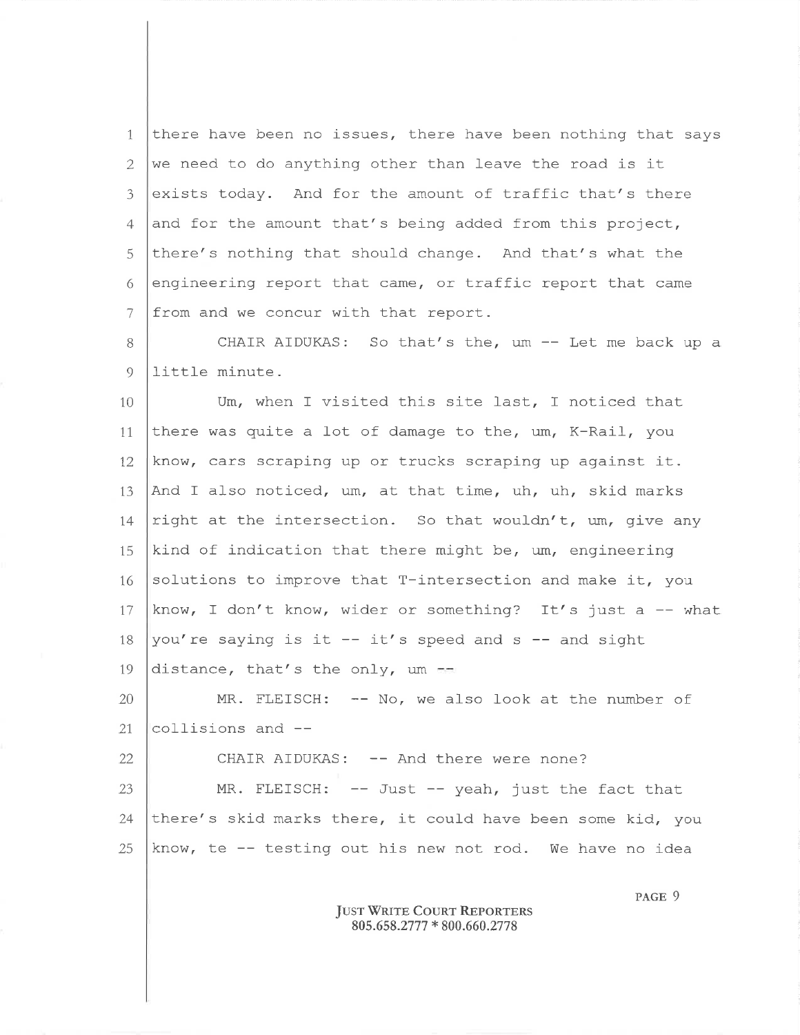there have been no issues, there have been nothing that says we need to do anything other than leave the road is it exists today. And for the amount of traffic that's there and for the amount that's being added from this project, there's nothing that should change. And that's what the engineering report that came, or traffic report that came from and we concur with that report.

CHAIR AIDUKAS: So that's the, um -- Let me back up a little minute.

Um, when I visited this site last, I noticed that there was quite a lot of damage to the, um, K-Rail, you know, cars scraping up or trucks scraping up against it. And I also noticed, um, at that time, uh, uh, skid marks right at the intersection. So that wouldn't, um, give any kind of indication that there might be, um, engineering solutions to improve that T-intersection and make it, you know, I don't know, wider or something? It's just a -- what you're saying is it -- it's speed and s -- and sight distance, that's the only, um --

MR. FLEISCH: -- No, we also look at the number of collisions and --

CHAIR AIDUKAS: -- And there were none?

MR. FLEISCH: -- Just -- yeah, just the fact that there's skid marks there, it could have been some kid, you know, te -- testing out his new not rod. We have no idea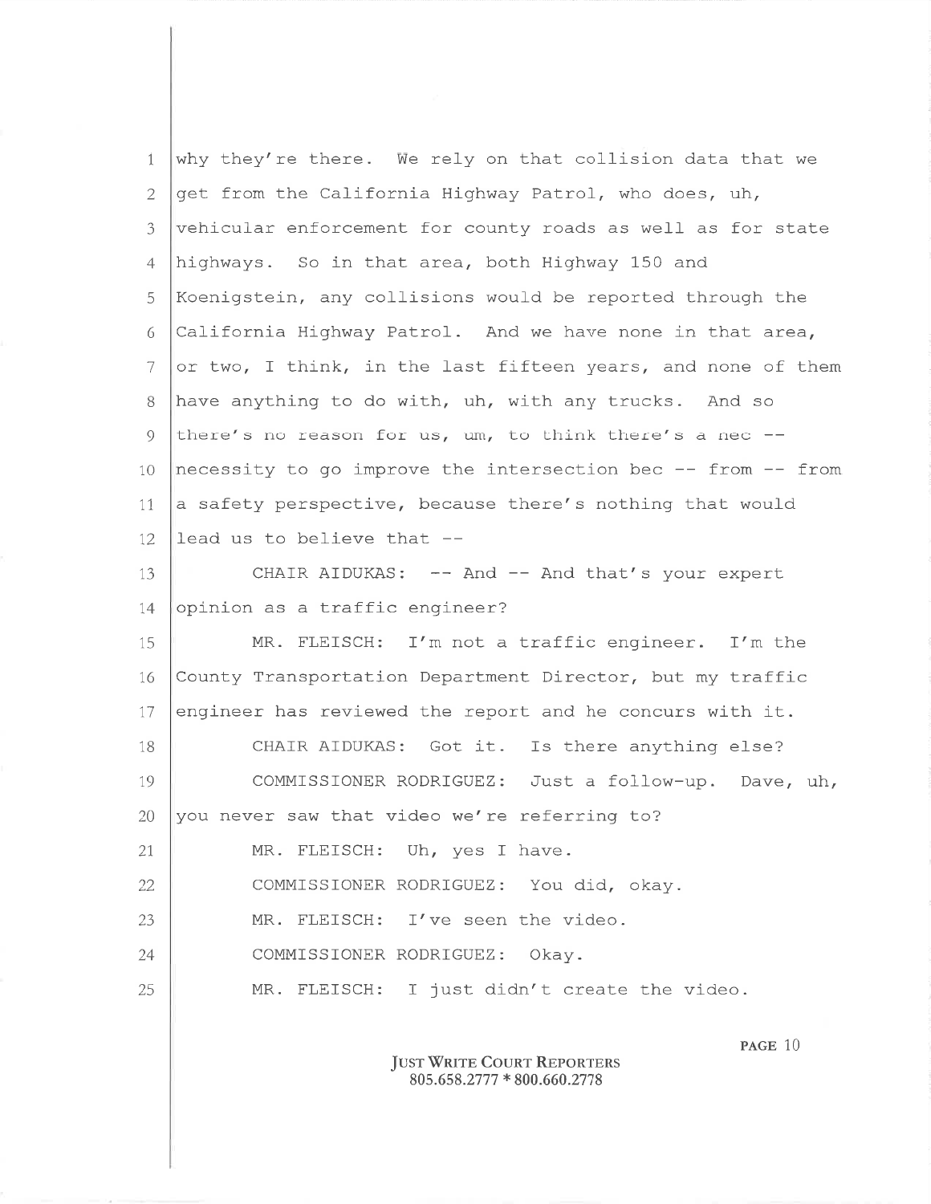why they're there. We rely on that collision data that we get from the California Highway Patrol, who does, uh, vehicular enforcement for county roads as well as for state highways. So in that area, both Highway 150 and Koenigstein, any collisions would be reported through the California Highway Patrol. And we have none in that area, or two, I think, in the last fifteen years, and none of them have anything to do with, uh, with any trucks. And so there's no reason for us, um, to think there's a nec -- necessity to go improve the intersection bec -- from -- from a safety perspective, because there's nothing that would lead us to believe that --

CHAIR AIDUKAS: -- And -- And that's your expert opinion as a traffic engineer?

MR. FLEISCH: I'm not a traffic engineer. I'm the County Transportation Department Director, but my traffic engineer has reviewed the report and he concurs with it.

CHAIR AIDUKAS: Got it. Is there anything else?

COMMISSIONER RODRIGUEZ: Just a follow-up. Dave, uh, you never saw that video we're referring to?

MR. FLEISCH: Uh, yes I have.

COMMISSIONER RODRIGUEZ: You did, okay.

MR. FLEISCH: I've seen the video.

COMMISSIONER RODRIGUEZ: Okay.

MR. FLEISCH: I just didn't create the video.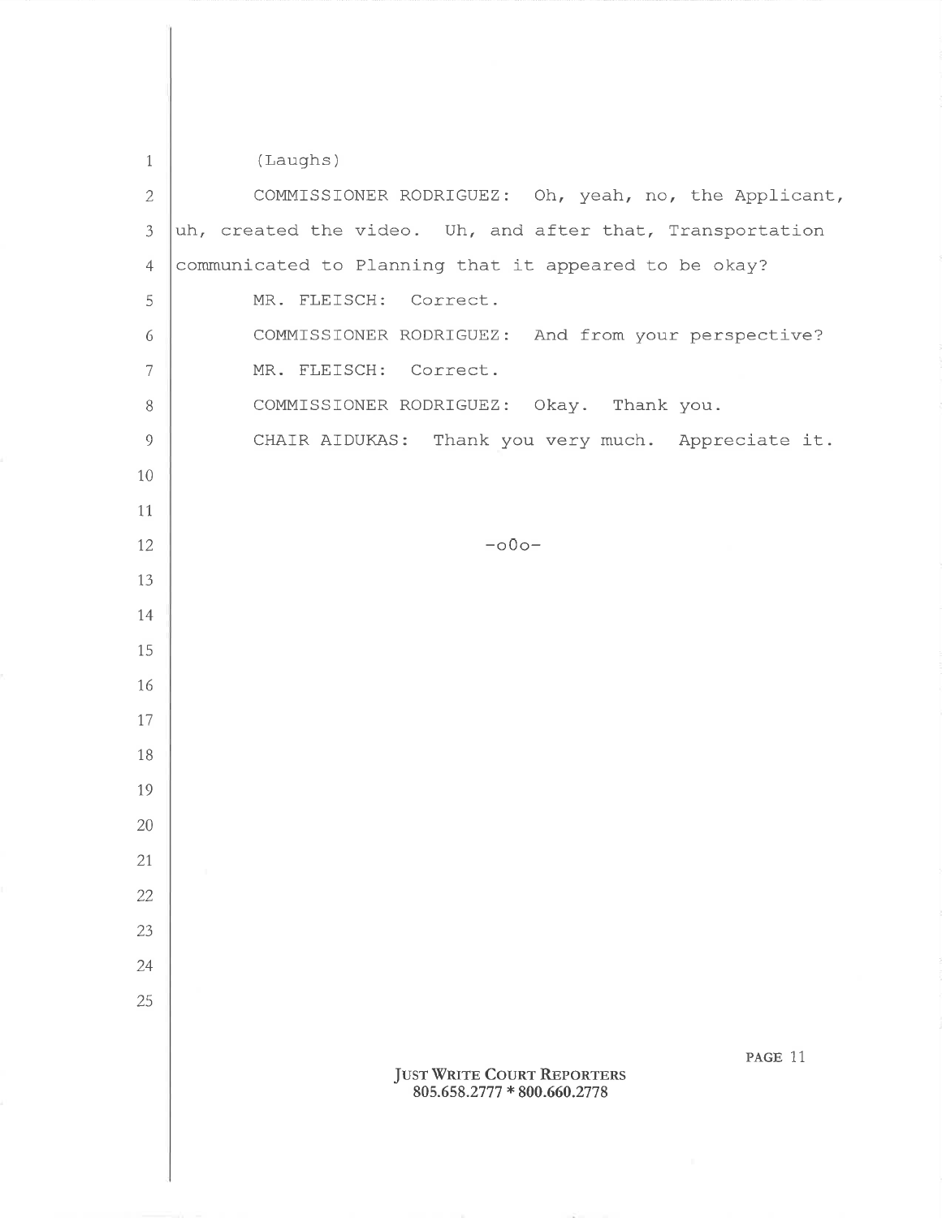(Laughs)

COMMISSIONER RODRIGUEZ: Oh, yeah, no, the Applicant, uh, created the video. Uh, and after that, Transportation communicated to Planning that it appeared to be okay?

MR. FLEISCH: Correct.

COMMISSIONER RODRIGUEZ: And from your perspective?

MR. FLEISCH: Correct.

COMMISSIONER RODRIGUEZ: Okay. Thank you.

CHAIR AIDUKAS: Thank you very much. Appreciate it.

-o0o-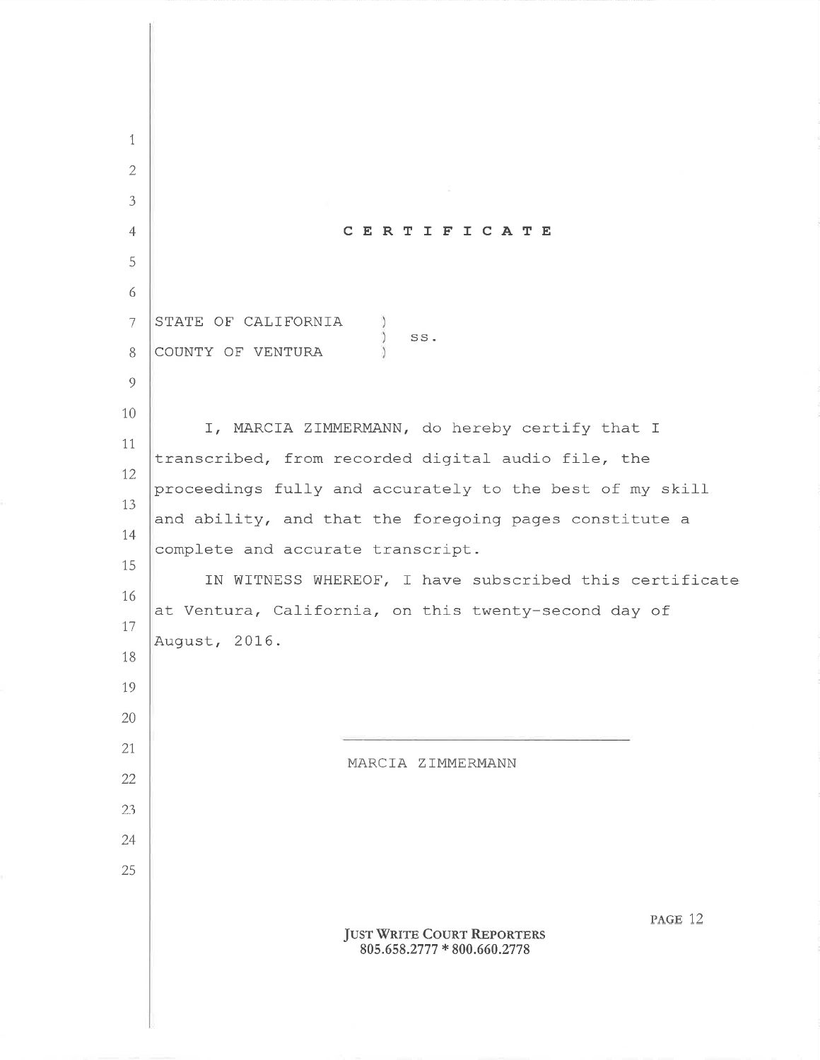# C E R T I F I C A T E

STATE OF CALIFORNIA )
) ss.
COUNTY OF VENTURA )

I, MARCIA ZIMMERMANN, do hereby certify that I transcribed, from recorded digital audio file, the proceedings fully and accurately to the best of my skill and ability, and that the foregoing pages constitute a complete and accurate transcript.

IN WITNESS WHEREOF, I have subscribed this certificate at Ventura, California, on this twenty-second day of August, 2016.

\_\_\_\_\_\_\_\_\_\_\_\_\_\_\_\_\_\_\_\_\_\_\_\_\_\_\_\_\_\_

MARCIA ZIMMERMANN

JUST WRITE COURT REPORTERS
805.658.2777 * 800.660.2778